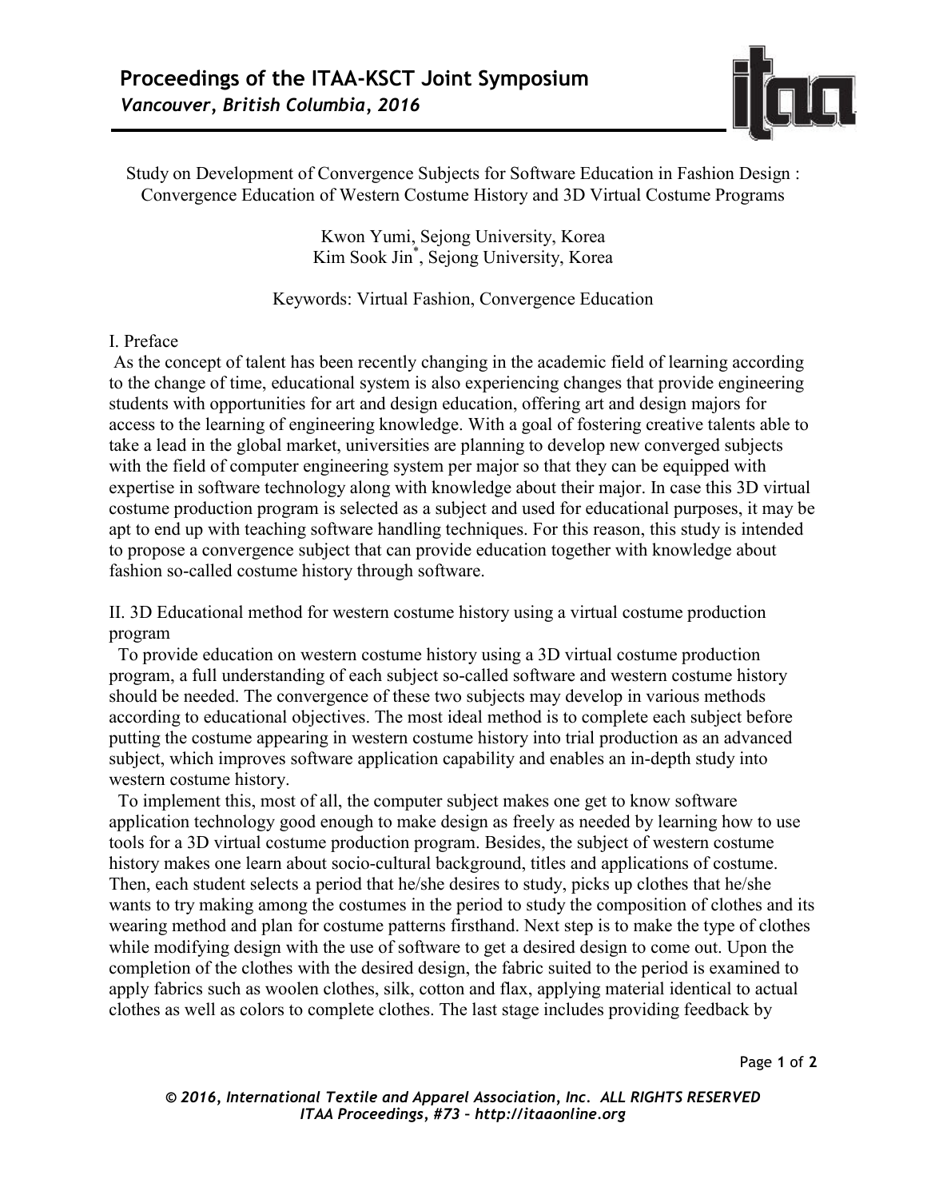# Study on Development of Convergence Subjects for Software Education in Fashion Design : Convergence Education of Western Costume History and 3D Virtual Costume Programs

Kwon Yumi, Sejong University, Korea
Kim Sook Jin*, Sejong University, Korea

Keywords: Virtual Fashion, Convergence Education

## I. Preface

As the concept of talent has been recently changing in the academic field of learning according to the change of time, educational system is also experiencing changes that provide engineering students with opportunities for art and design education, offering art and design majors for access to the learning of engineering knowledge. With a goal of fostering creative talents able to take a lead in the global market, universities are planning to develop new converged subjects with the field of computer engineering system per major so that they can be equipped with expertise in software technology along with knowledge about their major. In case this 3D virtual costume production program is selected as a subject and used for educational purposes, it may be apt to end up with teaching software handling techniques. For this reason, this study is intended to propose a convergence subject that can provide education together with knowledge about fashion so-called costume history through software.

## II. 3D Educational method for western costume history using a virtual costume production program

To provide education on western costume history using a 3D virtual costume production program, a full understanding of each subject so-called software and western costume history should be needed. The convergence of these two subjects may develop in various methods according to educational objectives. The most ideal method is to complete each subject before putting the costume appearing in western costume history into trial production as an advanced subject, which improves software application capability and enables an in-depth study into western costume history.

To implement this, most of all, the computer subject makes one get to know software application technology good enough to make design as freely as needed by learning how to use tools for a 3D virtual costume production program. Besides, the subject of western costume history makes one learn about socio-cultural background, titles and applications of costume. Then, each student selects a period that he/she desires to study, picks up clothes that he/she wants to try making among the costumes in the period to study the composition of clothes and its wearing method and plan for costume patterns firsthand. Next step is to make the type of clothes while modifying design with the use of software to get a desired design to come out. Upon the completion of the clothes with the desired design, the fabric suited to the period is examined to apply fabrics such as woolen clothes, silk, cotton and flax, applying material identical to actual clothes as well as colors to complete clothes. The last stage includes providing feedback by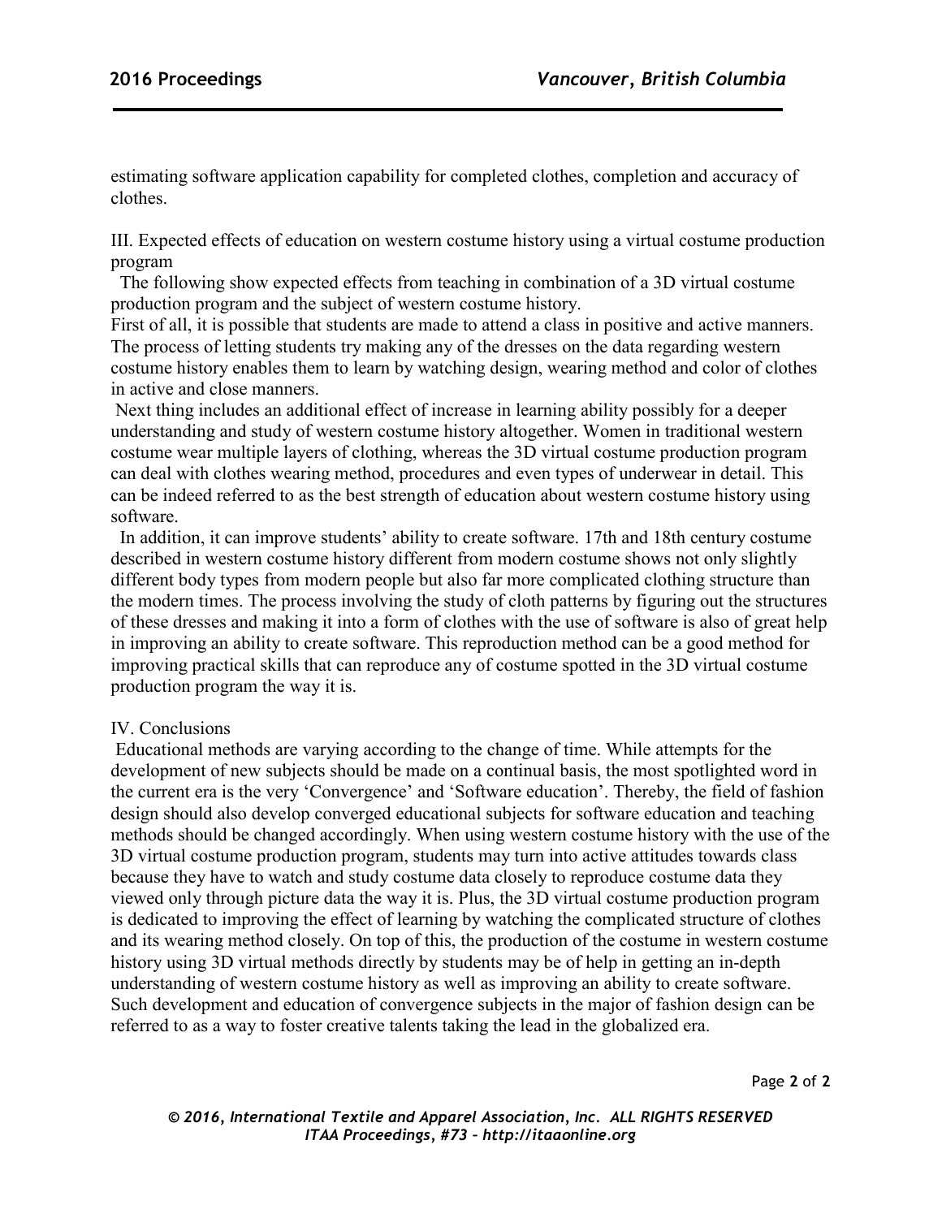estimating software application capability for completed clothes, completion and accuracy of clothes.

III. Expected effects of education on western costume history using a virtual costume production program

The following show expected effects from teaching in combination of a 3D virtual costume production program and the subject of western costume history.

First of all, it is possible that students are made to attend a class in positive and active manners. The process of letting students try making any of the dresses on the data regarding western costume history enables them to learn by watching design, wearing method and color of clothes in active and close manners.

Next thing includes an additional effect of increase in learning ability possibly for a deeper understanding and study of western costume history altogether. Women in traditional western costume wear multiple layers of clothing, whereas the 3D virtual costume production program can deal with clothes wearing method, procedures and even types of underwear in detail. This can be indeed referred to as the best strength of education about western costume history using software.

In addition, it can improve students' ability to create software. 17th and 18th century costume described in western costume history different from modern costume shows not only slightly different body types from modern people but also far more complicated clothing structure than the modern times. The process involving the study of cloth patterns by figuring out the structures of these dresses and making it into a form of clothes with the use of software is also of great help in improving an ability to create software. This reproduction method can be a good method for improving practical skills that can reproduce any of costume spotted in the 3D virtual costume production program the way it is.

IV. Conclusions

Educational methods are varying according to the change of time. While attempts for the development of new subjects should be made on a continual basis, the most spotlighted word in the current era is the very 'Convergence' and 'Software education'. Thereby, the field of fashion design should also develop converged educational subjects for software education and teaching methods should be changed accordingly. When using western costume history with the use of the 3D virtual costume production program, students may turn into active attitudes towards class because they have to watch and study costume data closely to reproduce costume data they viewed only through picture data the way it is. Plus, the 3D virtual costume production program is dedicated to improving the effect of learning by watching the complicated structure of clothes and its wearing method closely. On top of this, the production of the costume in western costume history using 3D virtual methods directly by students may be of help in getting an in-depth understanding of western costume history as well as improving an ability to create software. Such development and education of convergence subjects in the major of fashion design can be referred to as a way to foster creative talents taking the lead in the globalized era.